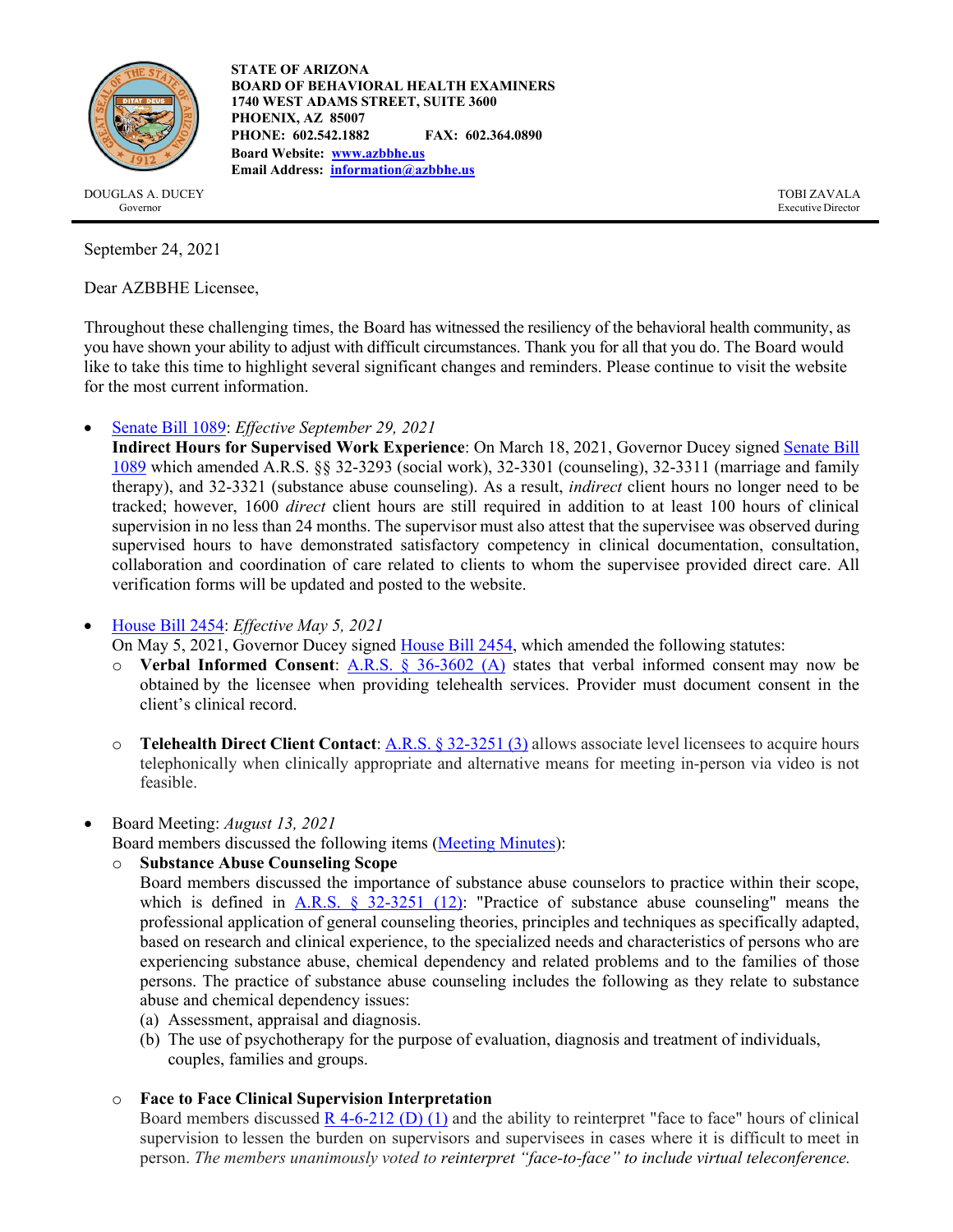**STATE OF ARIZONA**
**BOARD OF BEHAVIORAL HEALTH EXAMINERS**
**1740 WEST ADAMS STREET, SUITE 3600**
**PHOENIX, AZ 85007**
**PHONE: 602.542.1882 FAX: 602.364.0890**
**Board Website: www.azbbhe.us**
**Email Address: information@azbbhe.us**

DOUGLAS A. DUCEY
Governor

TOBI ZAVALA
Executive Director

September 24, 2021

Dear AZBBHE Licensee,

Throughout these challenging times, the Board has witnessed the resiliency of the behavioral health community, as you have shown your ability to adjust with difficult circumstances. Thank you for all that you do. The Board would like to take this time to highlight several significant changes and reminders. Please continue to visit the website for the most current information.

- Senate Bill 1089: *Effective September 29, 2021*
  **Indirect Hours for Supervised Work Experience**: On March 18, 2021, Governor Ducey signed Senate Bill 1089 which amended A.R.S. §§ 32-3293 (social work), 32-3301 (counseling), 32-3311 (marriage and family therapy), and 32-3321 (substance abuse counseling). As a result, *indirect* client hours no longer need to be tracked; however, 1600 *direct* client hours are still required in addition to at least 100 hours of clinical supervision in no less than 24 months. The supervisor must also attest that the supervisee was observed during supervised hours to have demonstrated satisfactory competency in clinical documentation, consultation, collaboration and coordination of care related to clients to whom the supervisee provided direct care. All verification forms will be updated and posted to the website.

- House Bill 2454: *Effective May 5, 2021*
  On May 5, 2021, Governor Ducey signed House Bill 2454, which amended the following statutes:
  - **Verbal Informed Consent**: A.R.S. § 36-3602 (A) states that verbal informed consent may now be obtained by the licensee when providing telehealth services. Provider must document consent in the client's clinical record.
  - **Telehealth Direct Client Contact**: A.R.S. § 32-3251 (3) allows associate level licensees to acquire hours telephonically when clinically appropriate and alternative means for meeting in-person via video is not feasible.

- Board Meeting: *August 13, 2021*
  Board members discussed the following items (Meeting Minutes):
  - **Substance Abuse Counseling Scope**
    Board members discussed the importance of substance abuse counselors to practice within their scope, which is defined in A.R.S. § 32-3251 (12): "Practice of substance abuse counseling" means the professional application of general counseling theories, principles and techniques as specifically adapted, based on research and clinical experience, to the specialized needs and characteristics of persons who are experiencing substance abuse, chemical dependency and related problems and to the families of those persons. The practice of substance abuse counseling includes the following as they relate to substance abuse and chemical dependency issues:
    (a) Assessment, appraisal and diagnosis.
    (b) The use of psychotherapy for the purpose of evaluation, diagnosis and treatment of individuals, couples, families and groups.
  - **Face to Face Clinical Supervision Interpretation**
    Board members discussed R 4-6-212 (D) (1) and the ability to reinterpret "face to face" hours of clinical supervision to lessen the burden on supervisors and supervisees in cases where it is difficult to meet in person. *The members unanimously voted to reinterpret "face-to-face" to include virtual teleconference.*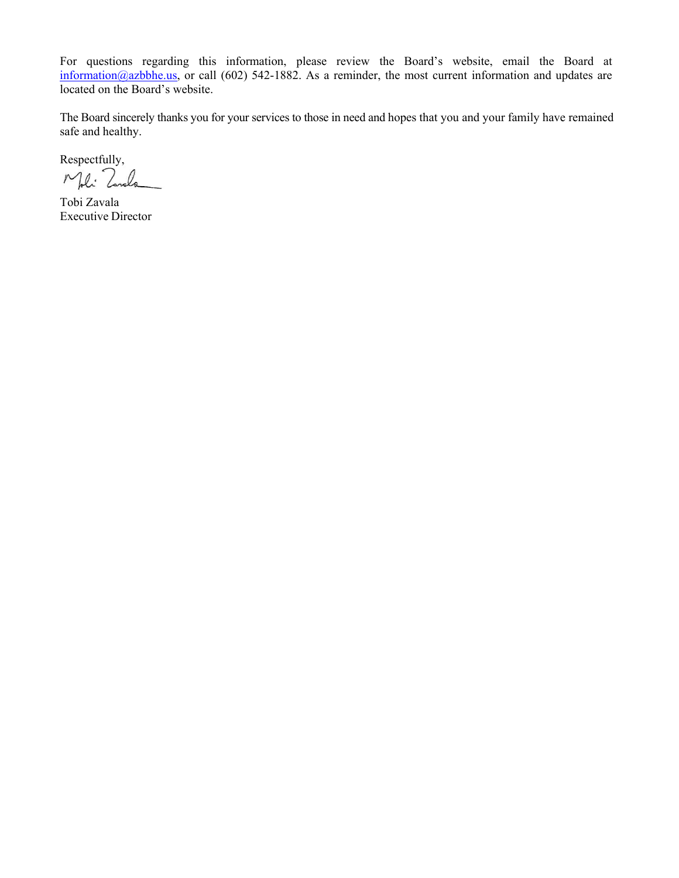For questions regarding this information, please review the Board's website, email the Board at information@azbbhe.us, or call (602) 542-1882. As a reminder, the most current information and updates are located on the Board's website.

The Board sincerely thanks you for your services to those in need and hopes that you and your family have remained safe and healthy.

Respectfully,

Tobi Zavala
Executive Director